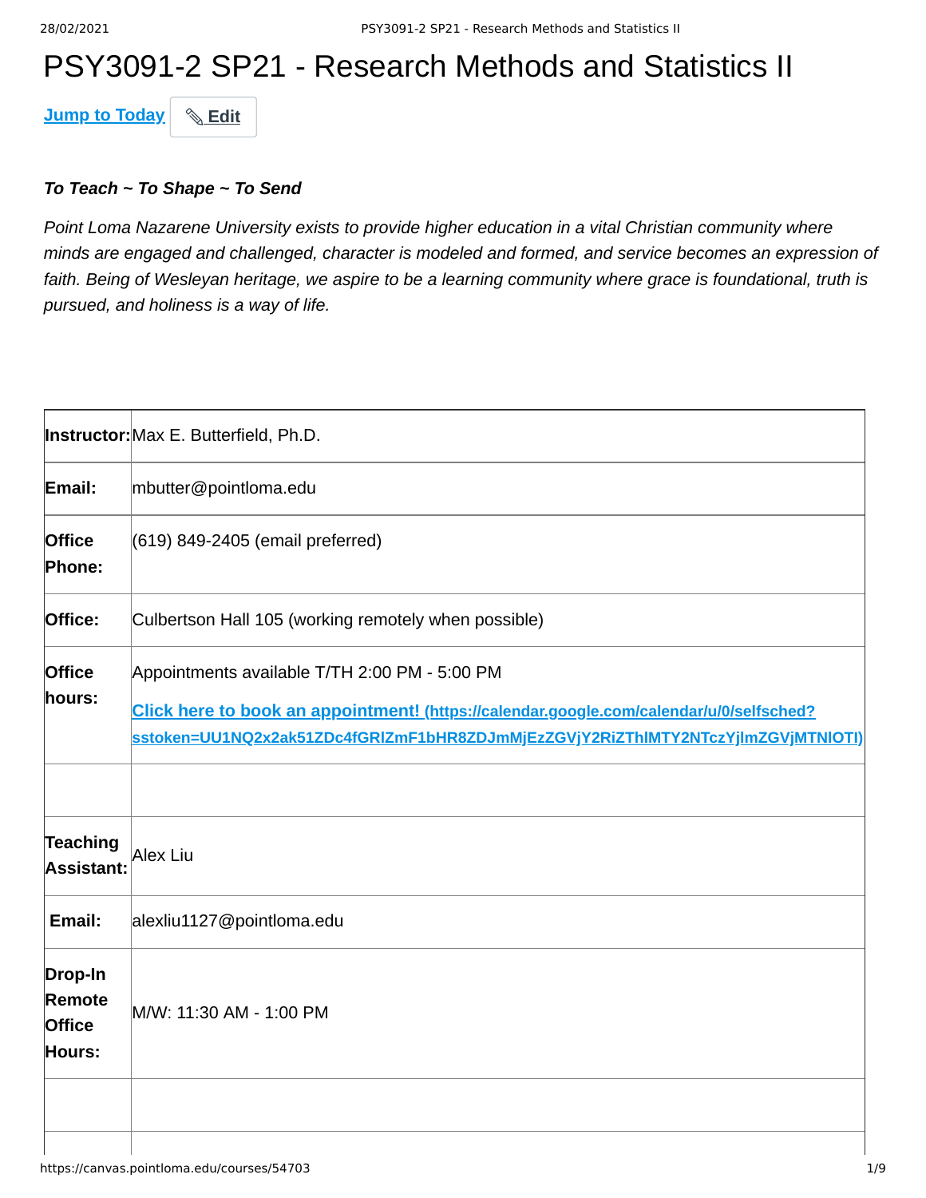# PSY3091-2 SP21 - Research Methods and Statistics II

Jump to Today | ✎ Edit

***To Teach ~ To Shape ~ To Send***

*Point Loma Nazarene University exists to provide higher education in a vital Christian community where minds are engaged and challenged, character is modeled and formed, and service becomes an expression of faith. Being of Wesleyan heritage, we aspire to be a learning community where grace is foundational, truth is pursued, and holiness is a way of life.*

| | |
|---|---|
| **Instructor:** | Max E. Butterfield, Ph.D. |
| **Email:** | mbutter@pointloma.edu |
| **Office Phone:** | (619) 849-2405 (email preferred) |
| **Office:** | Culbertson Hall 105 (working remotely when possible) |
| **Office hours:** | Appointments available T/TH 2:00 PM - 5:00 PM<br>**Click here to book an appointment! (https://calendar.google.com/calendar/u/0/selfsched?sstoken=UU1NQ2x2ak51ZDc4fGRlZmF1bHR8ZDJmMjEzZGVjY2RiZThlMTY2NTczYjlmZGVjMTNlOTI)** |
| | |
| **Teaching Assistant:** | Alex Liu |
| **Email:** | alexliu1127@pointloma.edu |
| **Drop-In Remote Office Hours:** | M/W: 11:30 AM - 1:00 PM |
| | |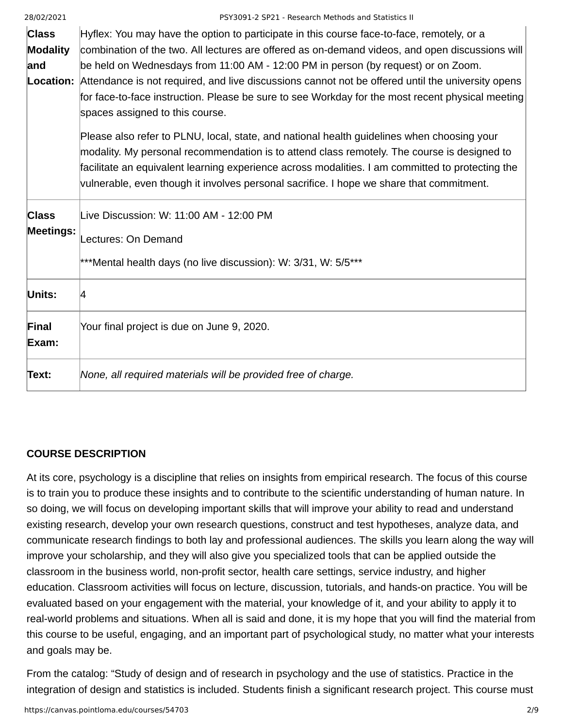| | |
|---|---|
| **Class Modality and Location:** | Hyflex: You may have the option to participate in this course face-to-face, remotely, or a combination of the two. All lectures are offered as on-demand videos, and open discussions will be held on Wednesdays from 11:00 AM - 12:00 PM in person (by request) or on Zoom. Attendance is not required, and live discussions cannot not be offered until the university opens for face-to-face instruction. Please be sure to see Workday for the most recent physical meeting spaces assigned to this course.<br><br>Please also refer to PLNU, local, state, and national health guidelines when choosing your modality. My personal recommendation is to attend class remotely. The course is designed to facilitate an equivalent learning experience across modalities. I am committed to protecting the vulnerable, even though it involves personal sacrifice. I hope we share that commitment. |
| **Class Meetings:** | Live Discussion: W: 11:00 AM - 12:00 PM<br><br>Lectures: On Demand<br><br>***Mental health days (no live discussion): W: 3/31, W: 5/5*** |
| **Units:** | 4 |
| **Final Exam:** | Your final project is due on June 9, 2020. |
| **Text:** | *None, all required materials will be provided free of charge.* |

**COURSE DESCRIPTION**

At its core, psychology is a discipline that relies on insights from empirical research. The focus of this course is to train you to produce these insights and to contribute to the scientific understanding of human nature. In so doing, we will focus on developing important skills that will improve your ability to read and understand existing research, develop your own research questions, construct and test hypotheses, analyze data, and communicate research findings to both lay and professional audiences. The skills you learn along the way will improve your scholarship, and they will also give you specialized tools that can be applied outside the classroom in the business world, non-profit sector, health care settings, service industry, and higher education. Classroom activities will focus on lecture, discussion, tutorials, and hands-on practice. You will be evaluated based on your engagement with the material, your knowledge of it, and your ability to apply it to real-world problems and situations. When all is said and done, it is my hope that you will find the material from this course to be useful, engaging, and an important part of psychological study, no matter what your interests and goals may be.

From the catalog: "Study of design and of research in psychology and the use of statistics. Practice in the integration of design and statistics is included. Students finish a significant research project. This course must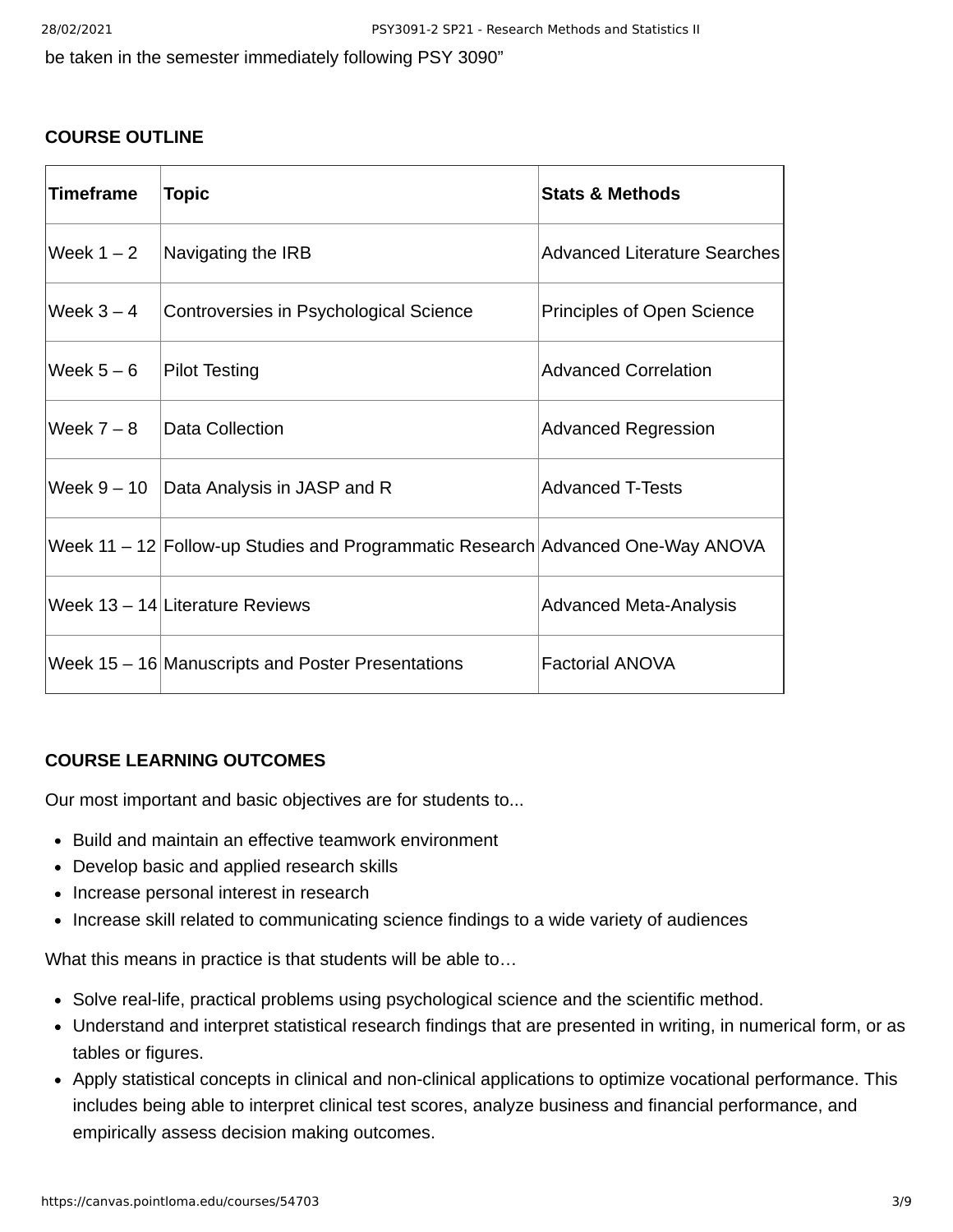be taken in the semester immediately following PSY 3090"

**COURSE OUTLINE**

| Timeframe | Topic | Stats & Methods |
| --- | --- | --- |
| Week 1 – 2 | Navigating the IRB | Advanced Literature Searches |
| Week 3 – 4 | Controversies in Psychological Science | Principles of Open Science |
| Week 5 – 6 | Pilot Testing | Advanced Correlation |
| Week 7 – 8 | Data Collection | Advanced Regression |
| Week 9 – 10 | Data Analysis in JASP and R | Advanced T-Tests |
| Week 11 – 12 | Follow-up Studies and Programmatic Research | Advanced One-Way ANOVA |
| Week 13 – 14 | Literature Reviews | Advanced Meta-Analysis |
| Week 15 – 16 | Manuscripts and Poster Presentations | Factorial ANOVA |

**COURSE LEARNING OUTCOMES**

Our most important and basic objectives are for students to...

- Build and maintain an effective teamwork environment
- Develop basic and applied research skills
- Increase personal interest in research
- Increase skill related to communicating science findings to a wide variety of audiences

What this means in practice is that students will be able to…

- Solve real-life, practical problems using psychological science and the scientific method.
- Understand and interpret statistical research findings that are presented in writing, in numerical form, or as tables or figures.
- Apply statistical concepts in clinical and non-clinical applications to optimize vocational performance. This includes being able to interpret clinical test scores, analyze business and financial performance, and empirically assess decision making outcomes.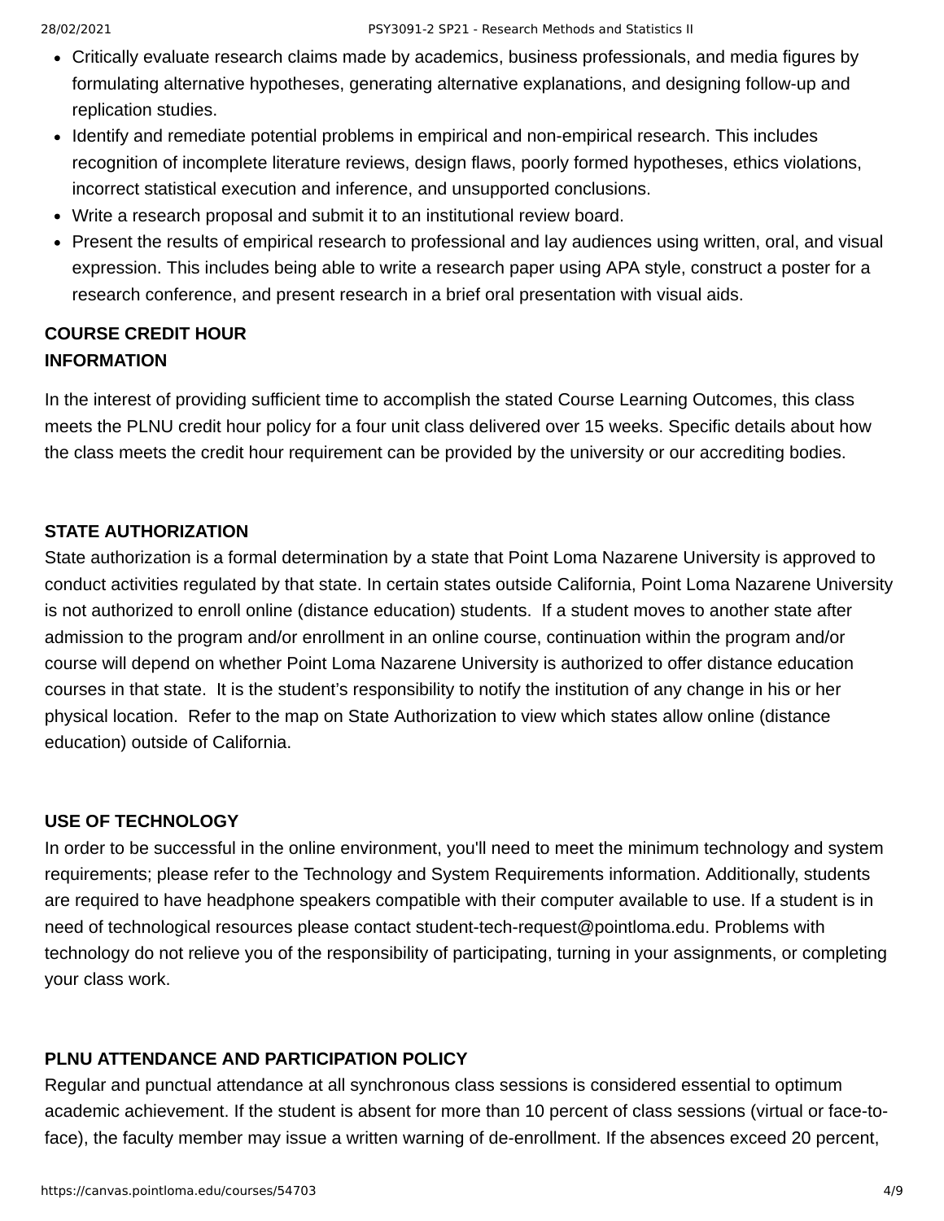- Critically evaluate research claims made by academics, business professionals, and media figures by formulating alternative hypotheses, generating alternative explanations, and designing follow-up and replication studies.
- Identify and remediate potential problems in empirical and non-empirical research. This includes recognition of incomplete literature reviews, design flaws, poorly formed hypotheses, ethics violations, incorrect statistical execution and inference, and unsupported conclusions.
- Write a research proposal and submit it to an institutional review board.
- Present the results of empirical research to professional and lay audiences using written, oral, and visual expression. This includes being able to write a research paper using APA style, construct a poster for a research conference, and present research in a brief oral presentation with visual aids.

**COURSE CREDIT HOUR INFORMATION**

In the interest of providing sufficient time to accomplish the stated Course Learning Outcomes, this class meets the PLNU credit hour policy for a four unit class delivered over 15 weeks. Specific details about how the class meets the credit hour requirement can be provided by the university or our accrediting bodies.

**STATE AUTHORIZATION**

State authorization is a formal determination by a state that Point Loma Nazarene University is approved to conduct activities regulated by that state. In certain states outside California, Point Loma Nazarene University is not authorized to enroll online (distance education) students. If a student moves to another state after admission to the program and/or enrollment in an online course, continuation within the program and/or course will depend on whether Point Loma Nazarene University is authorized to offer distance education courses in that state. It is the student's responsibility to notify the institution of any change in his or her physical location. Refer to the map on State Authorization to view which states allow online (distance education) outside of California.

**USE OF TECHNOLOGY**

In order to be successful in the online environment, you'll need to meet the minimum technology and system requirements; please refer to the Technology and System Requirements information. Additionally, students are required to have headphone speakers compatible with their computer available to use. If a student is in need of technological resources please contact student-tech-request@pointloma.edu. Problems with technology do not relieve you of the responsibility of participating, turning in your assignments, or completing your class work.

**PLNU ATTENDANCE AND PARTICIPATION POLICY**

Regular and punctual attendance at all synchronous class sessions is considered essential to optimum academic achievement. If the student is absent for more than 10 percent of class sessions (virtual or face-to-face), the faculty member may issue a written warning of de-enrollment. If the absences exceed 20 percent,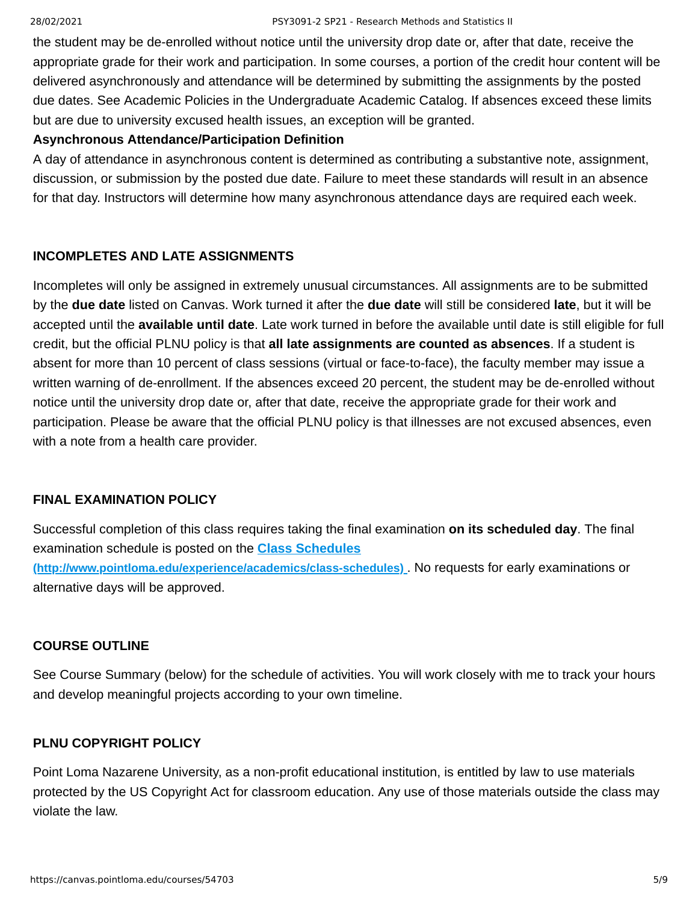the student may be de-enrolled without notice until the university drop date or, after that date, receive the appropriate grade for their work and participation. In some courses, a portion of the credit hour content will be delivered asynchronously and attendance will be determined by submitting the assignments by the posted due dates. See Academic Policies in the Undergraduate Academic Catalog. If absences exceed these limits but are due to university excused health issues, an exception will be granted.

**Asynchronous Attendance/Participation Definition**

A day of attendance in asynchronous content is determined as contributing a substantive note, assignment, discussion, or submission by the posted due date. Failure to meet these standards will result in an absence for that day. Instructors will determine how many asynchronous attendance days are required each week.

## INCOMPLETES AND LATE ASSIGNMENTS

Incompletes will only be assigned in extremely unusual circumstances. All assignments are to be submitted by the **due date** listed on Canvas. Work turned it after the **due date** will still be considered **late**, but it will be accepted until the **available until date**. Late work turned in before the available until date is still eligible for full credit, but the official PLNU policy is that **all late assignments are counted as absences**. If a student is absent for more than 10 percent of class sessions (virtual or face-to-face), the faculty member may issue a written warning of de-enrollment. If the absences exceed 20 percent, the student may be de-enrolled without notice until the university drop date or, after that date, receive the appropriate grade for their work and participation. Please be aware that the official PLNU policy is that illnesses are not excused absences, even with a note from a health care provider.

## FINAL EXAMINATION POLICY

Successful completion of this class requires taking the final examination **on its scheduled day**. The final examination schedule is posted on the **[Class Schedules (http://www.pointloma.edu/experience/academics/class-schedules)](http://www.pointloma.edu/experience/academics/class-schedules)**. No requests for early examinations or alternative days will be approved.

## COURSE OUTLINE

See Course Summary (below) for the schedule of activities. You will work closely with me to track your hours and develop meaningful projects according to your own timeline.

## PLNU COPYRIGHT POLICY

Point Loma Nazarene University, as a non-profit educational institution, is entitled by law to use materials protected by the US Copyright Act for classroom education. Any use of those materials outside the class may violate the law.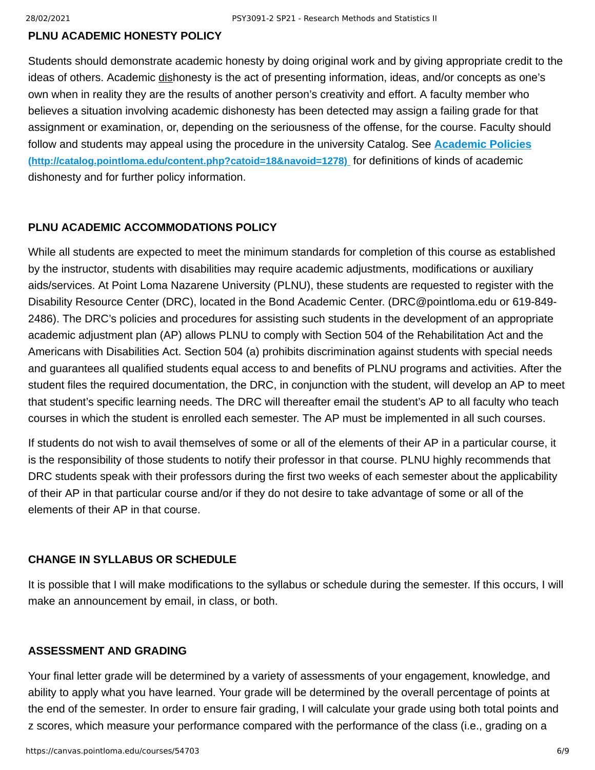**PLNU ACADEMIC HONESTY POLICY**

Students should demonstrate academic honesty by doing original work and by giving appropriate credit to the ideas of others. Academic dishonesty is the act of presenting information, ideas, and/or concepts as one's own when in reality they are the results of another person's creativity and effort. A faculty member who believes a situation involving academic dishonesty has been detected may assign a failing grade for that assignment or examination, or, depending on the seriousness of the offense, for the course. Faculty should follow and students may appeal using the procedure in the university Catalog. See **[Academic Policies (http://catalog.pointloma.edu/content.php?catoid=18&navoid=1278)](http://catalog.pointloma.edu/content.php?catoid=18&navoid=1278)** for definitions of kinds of academic dishonesty and for further policy information.

**PLNU ACADEMIC ACCOMMODATIONS POLICY**

While all students are expected to meet the minimum standards for completion of this course as established by the instructor, students with disabilities may require academic adjustments, modifications or auxiliary aids/services. At Point Loma Nazarene University (PLNU), these students are requested to register with the Disability Resource Center (DRC), located in the Bond Academic Center. (DRC@pointloma.edu or 619-849-2486). The DRC's policies and procedures for assisting such students in the development of an appropriate academic adjustment plan (AP) allows PLNU to comply with Section 504 of the Rehabilitation Act and the Americans with Disabilities Act. Section 504 (a) prohibits discrimination against students with special needs and guarantees all qualified students equal access to and benefits of PLNU programs and activities. After the student files the required documentation, the DRC, in conjunction with the student, will develop an AP to meet that student's specific learning needs. The DRC will thereafter email the student's AP to all faculty who teach courses in which the student is enrolled each semester. The AP must be implemented in all such courses.

If students do not wish to avail themselves of some or all of the elements of their AP in a particular course, it is the responsibility of those students to notify their professor in that course. PLNU highly recommends that DRC students speak with their professors during the first two weeks of each semester about the applicability of their AP in that particular course and/or if they do not desire to take advantage of some or all of the elements of their AP in that course.

**CHANGE IN SYLLABUS OR SCHEDULE**

It is possible that I will make modifications to the syllabus or schedule during the semester. If this occurs, I will make an announcement by email, in class, or both.

**ASSESSMENT AND GRADING**

Your final letter grade will be determined by a variety of assessments of your engagement, knowledge, and ability to apply what you have learned. Your grade will be determined by the overall percentage of points at the end of the semester. In order to ensure fair grading, I will calculate your grade using both total points and z scores, which measure your performance compared with the performance of the class (i.e., grading on a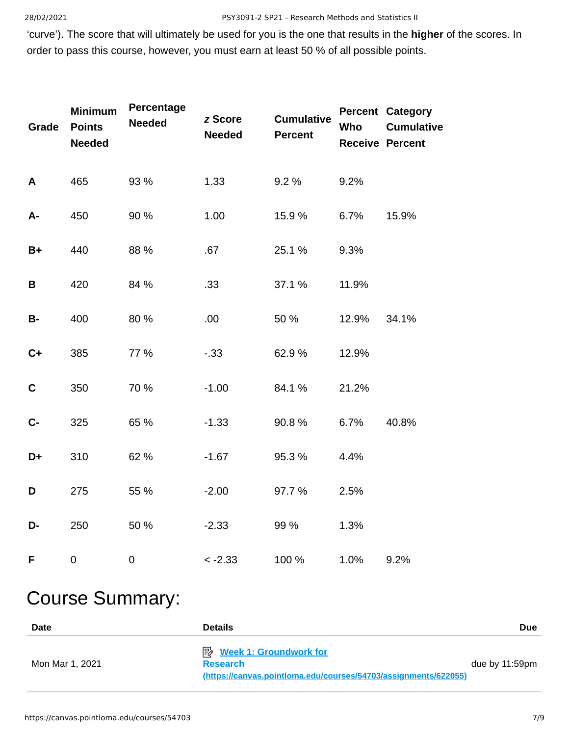‘curve’). The score that will ultimately be used for you is the one that results in the **higher** of the scores. In order to pass this course, however, you must earn at least 50 % of all possible points.

| Grade | Minimum Points Needed | Percentage Needed | *z* Score Needed | Cumulative Percent | Percent Who Receive | Category Cumulative Percent |
|---|---|---|---|---|---|---|
| A | 465 | 93 % | 1.33 | 9.2 % | 9.2% | |
| A- | 450 | 90 % | 1.00 | 15.9 % | 6.7% | 15.9% |
| B+ | 440 | 88 % | .67 | 25.1 % | 9.3% | |
| B | 420 | 84 % | .33 | 37.1 % | 11.9% | |
| B- | 400 | 80 % | .00 | 50 % | 12.9% | 34.1% |
| C+ | 385 | 77 % | -.33 | 62.9 % | 12.9% | |
| C | 350 | 70 % | -1.00 | 84.1 % | 21.2% | |
| C- | 325 | 65 % | -1.33 | 90.8 % | 6.7% | 40.8% |
| D+ | 310 | 62 % | -1.67 | 95.3 % | 4.4% | |
| D | 275 | 55 % | -2.00 | 97.7 % | 2.5% | |
| D- | 250 | 50 % | -2.33 | 99 % | 1.3% | |
| F | 0 | 0 | < -2.33 | 100 % | 1.0% | 9.2% |

# Course Summary:

| Date | Details | Due |
|---|---|---|
| Mon Mar 1, 2021 | [Week 1: Groundwork for Research (https://canvas.pointloma.edu/courses/54703/assignments/622055)](https://canvas.pointloma.edu/courses/54703/assignments/622055) | due by 11:59pm |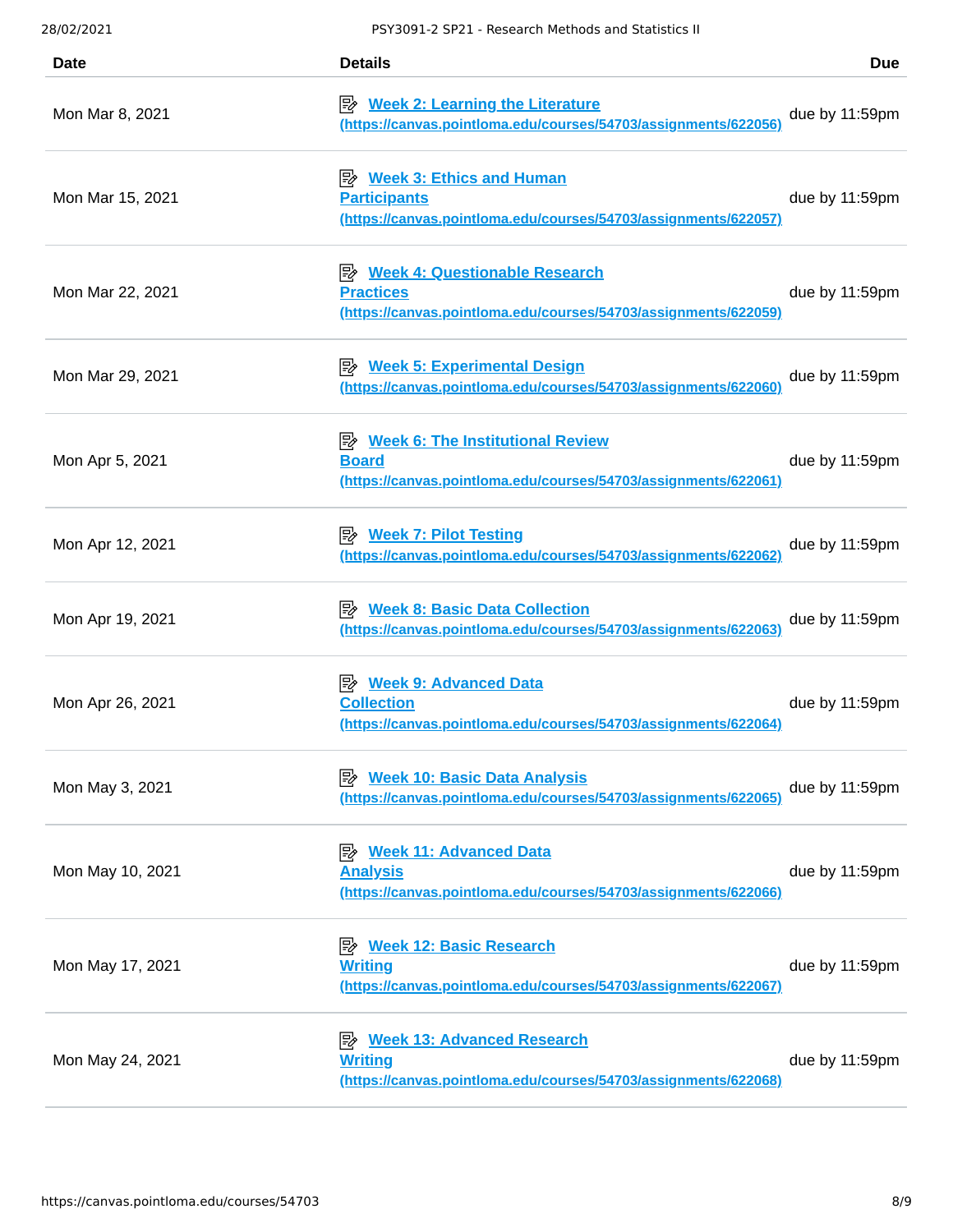| Date | Details | Due |
| --- | --- | --- |
| Mon Mar 8, 2021 | [Week 2: Learning the Literature (https://canvas.pointloma.edu/courses/54703/assignments/622056)](https://canvas.pointloma.edu/courses/54703/assignments/622056) | due by 11:59pm |
| Mon Mar 15, 2021 | [Week 3: Ethics and Human Participants (https://canvas.pointloma.edu/courses/54703/assignments/622057)](https://canvas.pointloma.edu/courses/54703/assignments/622057) | due by 11:59pm |
| Mon Mar 22, 2021 | [Week 4: Questionable Research Practices (https://canvas.pointloma.edu/courses/54703/assignments/622059)](https://canvas.pointloma.edu/courses/54703/assignments/622059) | due by 11:59pm |
| Mon Mar 29, 2021 | [Week 5: Experimental Design (https://canvas.pointloma.edu/courses/54703/assignments/622060)](https://canvas.pointloma.edu/courses/54703/assignments/622060) | due by 11:59pm |
| Mon Apr 5, 2021 | [Week 6: The Institutional Review Board (https://canvas.pointloma.edu/courses/54703/assignments/622061)](https://canvas.pointloma.edu/courses/54703/assignments/622061) | due by 11:59pm |
| Mon Apr 12, 2021 | [Week 7: Pilot Testing (https://canvas.pointloma.edu/courses/54703/assignments/622062)](https://canvas.pointloma.edu/courses/54703/assignments/622062) | due by 11:59pm |
| Mon Apr 19, 2021 | [Week 8: Basic Data Collection (https://canvas.pointloma.edu/courses/54703/assignments/622063)](https://canvas.pointloma.edu/courses/54703/assignments/622063) | due by 11:59pm |
| Mon Apr 26, 2021 | [Week 9: Advanced Data Collection (https://canvas.pointloma.edu/courses/54703/assignments/622064)](https://canvas.pointloma.edu/courses/54703/assignments/622064) | due by 11:59pm |
| Mon May 3, 2021 | [Week 10: Basic Data Analysis (https://canvas.pointloma.edu/courses/54703/assignments/622065)](https://canvas.pointloma.edu/courses/54703/assignments/622065) | due by 11:59pm |
| Mon May 10, 2021 | [Week 11: Advanced Data Analysis (https://canvas.pointloma.edu/courses/54703/assignments/622066)](https://canvas.pointloma.edu/courses/54703/assignments/622066) | due by 11:59pm |
| Mon May 17, 2021 | [Week 12: Basic Research Writing (https://canvas.pointloma.edu/courses/54703/assignments/622067)](https://canvas.pointloma.edu/courses/54703/assignments/622067) | due by 11:59pm |
| Mon May 24, 2021 | [Week 13: Advanced Research Writing (https://canvas.pointloma.edu/courses/54703/assignments/622068)](https://canvas.pointloma.edu/courses/54703/assignments/622068) | due by 11:59pm |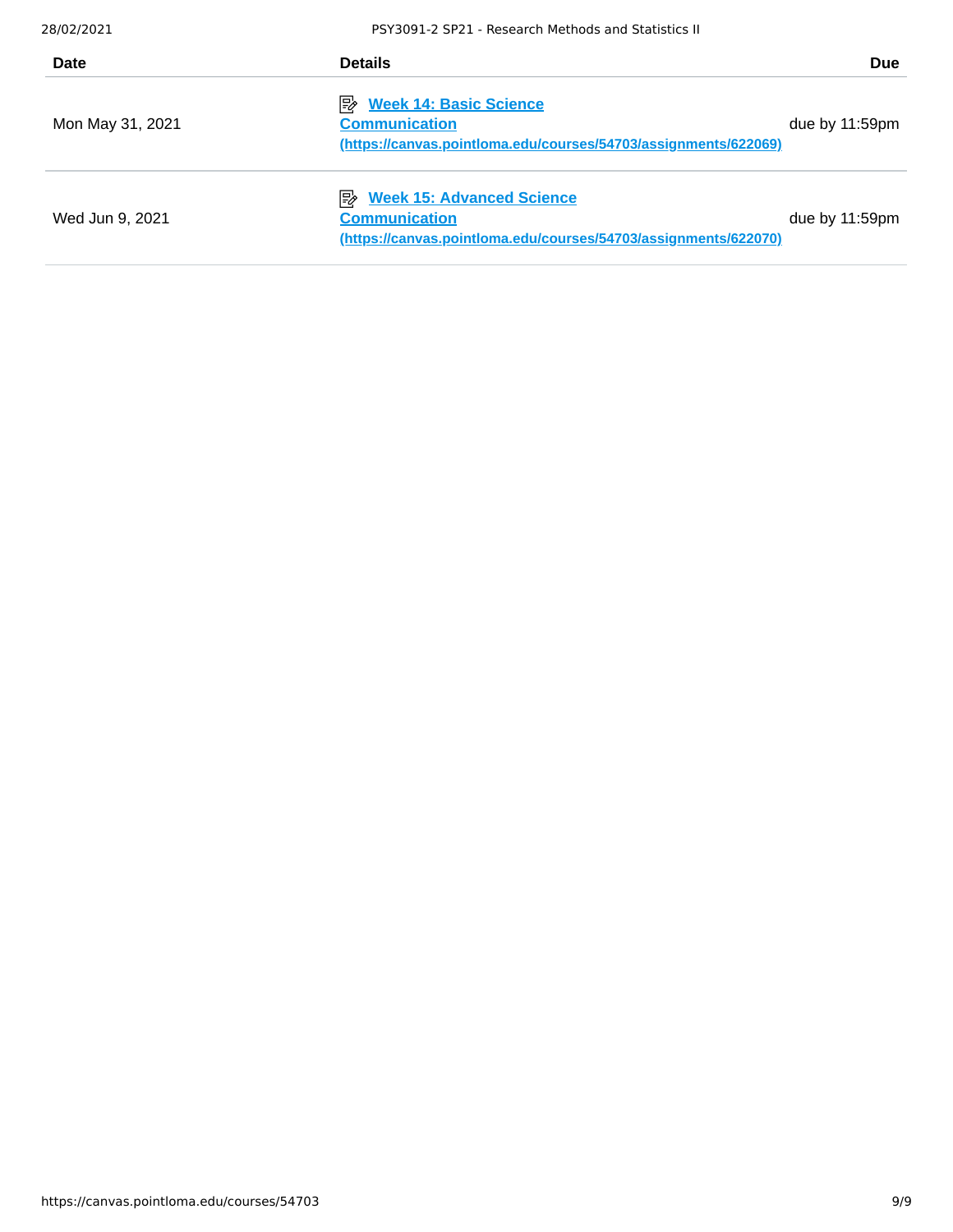| Date | Details | Due |
| --- | --- | --- |
| Mon May 31, 2021 | Week 14: Basic Science Communication (https://canvas.pointloma.edu/courses/54703/assignments/622069) | due by 11:59pm |
| Wed Jun 9, 2021 | Week 15: Advanced Science Communication (https://canvas.pointloma.edu/courses/54703/assignments/622070) | due by 11:59pm |